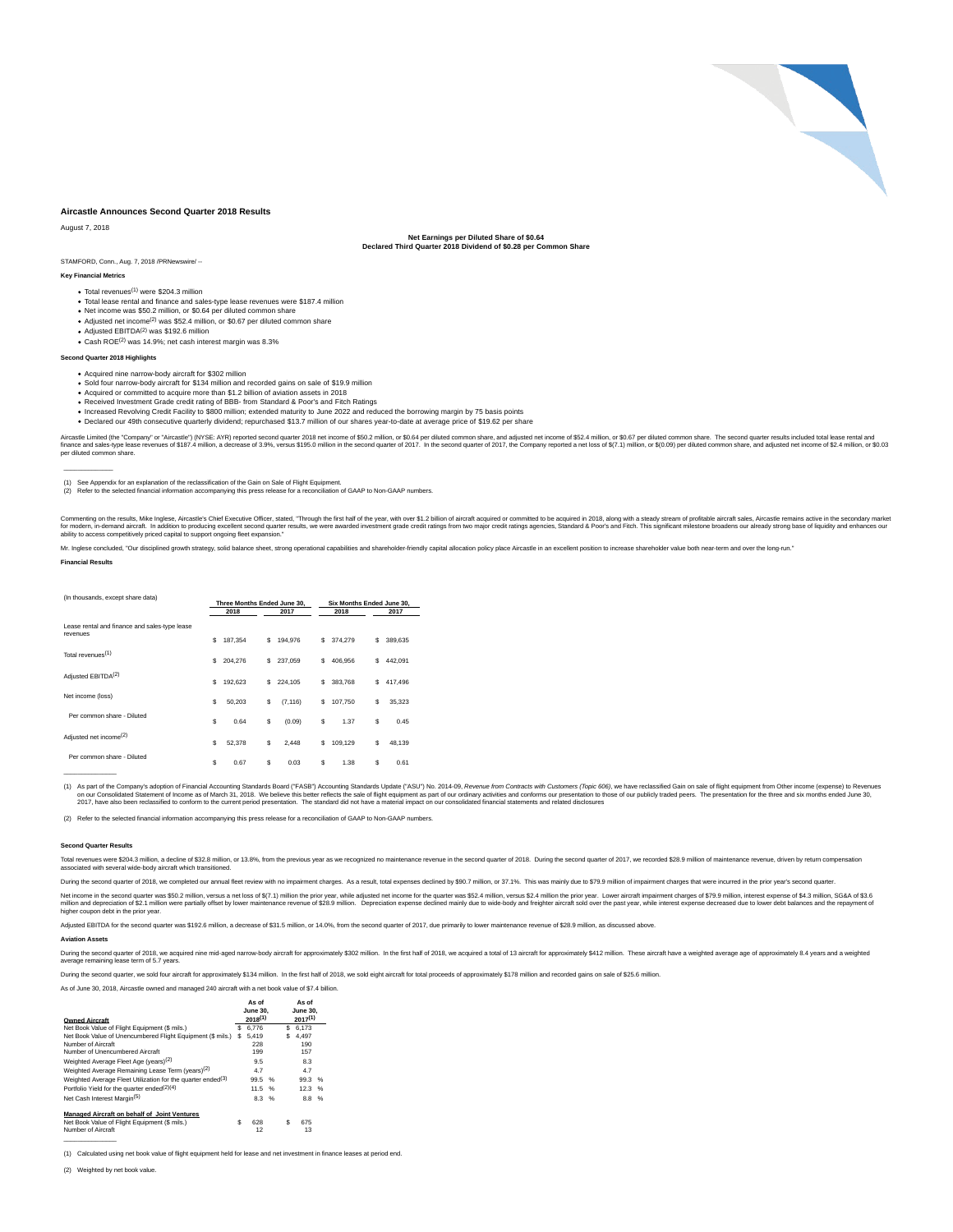# Aircastle Announces Second Quarter 2018 Results

August 7, 2018

**Net Earnings per Diluted Share of $0.64**
**Declared Third Quarter 2018 Dividend of $0.28 per Common Share**

STAMFORD, Conn., Aug. 7, 2018 /PRNewswire/ --

**Key Financial Metrics**

- Total revenues[1] were $204.3 million
- Total lease rental and finance and sales-type lease revenues were $187.4 million
- Net income was $50.2 million, or $0.64 per diluted common share
- Adjusted net income[2] was $52.4 million, or $0.67 per diluted common share
- Adjusted EBITDA[2] was $192.6 million
- Cash ROE[2] was 14.9%; net cash interest margin was 8.3%

**Second Quarter 2018 Highlights**

- Acquired nine narrow-body aircraft for $302 million
- Sold four narrow-body aircraft for $134 million and recorded gains on sale of $19.9 million
- Acquired or committed to acquire more than $1.2 billion of aviation assets in 2018
- Received Investment Grade credit rating of BBB- from Standard & Poor's and Fitch Ratings
- Increased Revolving Credit Facility to $800 million; extended maturity to June 2022 and reduced the borrowing margin by 75 basis points
- Declared our 49th consecutive quarterly dividend; repurchased $13.7 million of our shares year-to-date at average price of $19.62 per share

Aircastle Limited (the "Company" or "Aircastle") (NYSE: AYR) reported second quarter 2018 net income of $50.2 million, or $0.64 per diluted common share, and adjusted net income of $52.4 million, or $0.67 per diluted common share. The second quarter results included total lease rental and finance and sales-type lease revenues of $187.4 million, a decrease of 3.9%, versus $195.0 million in the second quarter of 2017. In the second quarter of 2017, the Company reported a net loss of $(7.1) million, or $(0.09) per diluted common share, and adjusted net income of $2.4 million, or $0.03 per diluted common share.

______________

(1) See Appendix for an explanation of the reclassification of the Gain on Sale of Flight Equipment.
(2) Refer to the selected financial information accompanying this press release for a reconciliation of GAAP to Non-GAAP numbers.

Commenting on the results, Mike Inglese, Aircastle's Chief Executive Officer, stated, "Through the first half of the year, with over $1.2 billion of aircraft acquired or committed to be acquired in 2018, along with a steady stream of profitable aircraft sales, Aircastle remains active in the secondary market for modern, in-demand aircraft. In addition to producing excellent second quarter results, we were awarded investment grade credit ratings from two major credit ratings agencies, Standard & Poor's and Fitch. This significant milestone broadens our already strong base of liquidity and enhances our ability to access competitively priced capital to support ongoing fleet expansion."

Mr. Inglese concluded, "Our disciplined growth strategy, solid balance sheet, strong operational capabilities and shareholder-friendly capital allocation policy place Aircastle in an excellent position to increase shareholder value both near-term and over the long-run."

**Financial Results**

| (In thousands, except share data) | Three Months Ended June 30, | | Six Months Ended June 30, | |
|---|---|---|---|---|
| | 2018 | 2017 | 2018 | 2017 |
| Lease rental and finance and sales-type lease revenues | $ 187,354 | $ 194,976 | $ 374,279 | $ 389,635 |
| Total revenues[1] | $ 204,276 | $ 237,059 | $ 406,956 | $ 442,091 |
| Adjusted EBITDA[2] | $ 192,623 | $ 224,105 | $ 383,768 | $ 417,496 |
| Net income (loss) | $ 50,203 | $ (7,116) | $ 107,750 | $ 35,323 |
| Per common share - Diluted | $ 0.64 | $ (0.09) | $ 1.37 | $ 0.45 |
| Adjusted net income[2] | $ 52,378 | $ 2,448 | $ 109,129 | $ 48,139 |
| Per common share - Diluted | $ 0.67 | $ 0.03 | $ 1.38 | $ 0.61 |

______________

(1) As part of the Company's adoption of Financial Accounting Standards Board ("FASB") Accounting Standards Update ("ASU") No. 2014-09, *Revenue from Contracts with Customers (Topic 606)*, we have reclassified Gain on sale of flight equipment from Other income (expense) to Revenues on our Consolidated Statement of Income as of March 31, 2018. We believe this better reflects the sale of flight equipment as part of our ordinary activities and conforms our presentation to those of our publicly traded peers. The presentation for the three and six months ended June 30, 2017, have also been reclassified to conform to the current period presentation. The standard did not have a material impact on our consolidated financial statements and related disclosures

(2) Refer to the selected financial information accompanying this press release for a reconciliation of GAAP to Non-GAAP numbers.

**Second Quarter Results**

Total revenues were $204.3 million, a decline of $32.8 million, or 13.8%, from the previous year as we recognized no maintenance revenue in the second quarter of 2018. During the second quarter of 2017, we recorded $28.9 million of maintenance revenue, driven by return compensation associated with several wide-body aircraft which transitioned.

During the second quarter of 2018, we completed our annual fleet review with no impairment charges. As a result, total expenses declined by $90.7 million, or 37.1%. This was mainly due to $79.9 million of impairment charges that were incurred in the prior year's second quarter.

Net income in the second quarter was $50.2 million, versus a net loss of $(7.1) million the prior year, while adjusted net income for the quarter was $52.4 million, versus $2.4 million the prior year. Lower aircraft impairment charges of $79.9 million, interest expense of $4.3 million, SG&A of $3.6 million and depreciation of $2.1 million were partially offset by lower maintenance revenue of $28.9 million. Depreciation expense declined mainly due to wide-body and freighter aircraft sold over the past year, while interest expense decreased due to lower debt balances and the repayment of higher coupon debt in the prior year.

Adjusted EBITDA for the second quarter was $192.6 million, a decrease of $31.5 million, or 14.0%, from the second quarter of 2017, due primarily to lower maintenance revenue of $28.9 million, as discussed above.

**Aviation Assets**

During the second quarter of 2018, we acquired nine mid-aged narrow-body aircraft for approximately $302 million. In the first half of 2018, we acquired a total of 13 aircraft for approximately $412 million. These aircraft have a weighted average age of approximately 8.4 years and a weighted average remaining lease term of 5.7 years.

During the second quarter, we sold four aircraft for approximately $134 million. In the first half of 2018, we sold eight aircraft for total proceeds of approximately $178 million and recorded gains on sale of $25.6 million.

As of June 30, 2018, Aircastle owned and managed 240 aircraft with a net book value of $7.4 billion.

| **Owned Aircraft** | As of June 30, 2018[1] | As of June 30, 2017[1] |
|---|---|---|
| Net Book Value of Flight Equipment ($ mils.) | $ 6,776 | $ 6,173 |
| Net Book Value of Unencumbered Flight Equipment ($ mils.) | $ 5,419 | $ 4,497 |
| Number of Aircraft | 228 | 190 |
| Number of Unencumbered Aircraft | 199 | 157 |
| Weighted Average Fleet Age (years)[2] | 9.5 | 8.3 |
| Weighted Average Remaining Lease Term (years)[2] | 4.7 | 4.7 |
| Weighted Average Fleet Utilization for the quarter ended[3] | 99.5 % | 99.3 % |
| Portfolio Yield for the quarter ended[2][4] | 11.5 % | 12.3 % |
| Net Cash Interest Margin[5] | 8.3 % | 8.8 % |
| **Managed Aircraft on behalf of Joint Ventures** | | |
| Net Book Value of Flight Equipment ($ mils.) | $ 628 | $ 675 |
| Number of Aircraft | 12 | 13 |

______________

(1) Calculated using net book value of flight equipment held for lease and net investment in finance leases at period end.

(2) Weighted by net book value.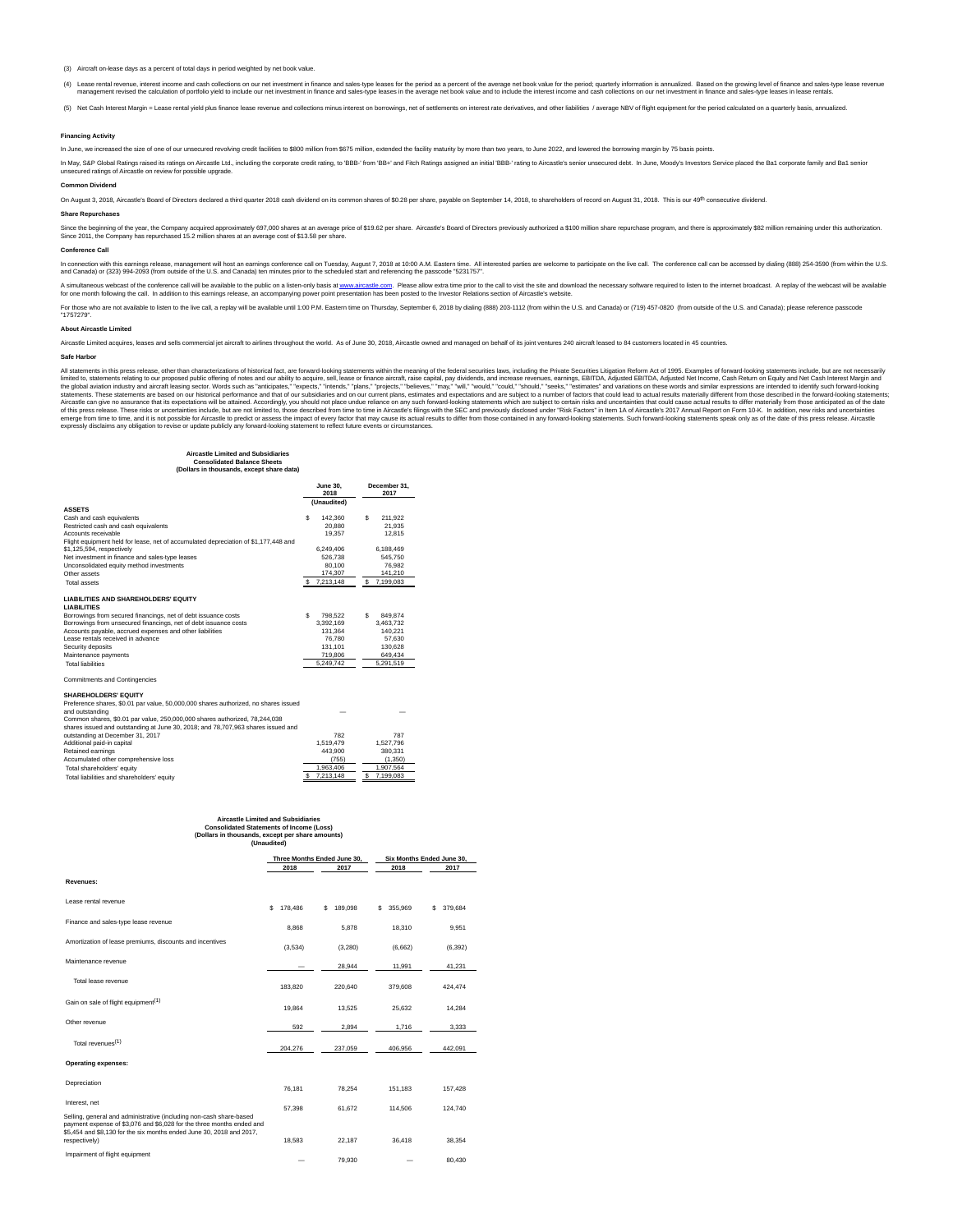(3) Aircraft on-lease days as a percent of total days in period weighted by net book value.

(4) Lease rental revenue, interest income and cash collections on our net investment in finance and sales-type leases for the period as a percent of the average net book value for the period; quarterly information is annualized. Based on the growing level of finance and sales-type lease revenue management revised the calculation of portfolio yield to include our net investment in finance and sales-type leases in the average net book value and to include the interest income and cash collections on our net investment in finance and sales-type leases in lease rentals.

(5) Net Cash Interest Margin = Lease rental yield plus finance lease revenue and collections minus interest on borrowings, net of settlements on interest rate derivatives, and other liabilities / average NBV of flight equipment for the period calculated on a quarterly basis, annualized.

**Financing Activity**

In June, we increased the size of one of our unsecured revolving credit facilities to $800 million from $675 million, extended the facility maturity by more than two years, to June 2022, and lowered the borrowing margin by 75 basis points.

In May, S&P Global Ratings raised its ratings on Aircastle Ltd., including the corporate credit rating, to 'BBB-' from 'BB+' and Fitch Ratings assigned an initial 'BBB-' rating to Aircastle's senior unsecured debt. In June, Moody's Investors Service placed the Ba1 corporate family and Ba1 senior unsecured ratings of Aircastle on review for possible upgrade.

**Common Dividend**

On August 3, 2018, Aircastle's Board of Directors declared a third quarter 2018 cash dividend on its common shares of $0.28 per share, payable on September 14, 2018, to shareholders of record on August 31, 2018. This is our 49th consecutive dividend.

**Share Repurchases**

Since the beginning of the year, the Company acquired approximately 697,000 shares at an average price of $19.62 per share. Aircastle's Board of Directors previously authorized a $100 million share repurchase program, and there is approximately $82 million remaining under this authorization. Since 2011, the Company has repurchased 15.2 million shares at an average cost of $13.58 per share.

**Conference Call**

In connection with this earnings release, management will host an earnings conference call on Tuesday, August 7, 2018 at 10:00 A.M. Eastern time. All interested parties are welcome to participate on the live call. The conference call can be accessed by dialing (888) 254-3590 (from within the U.S. and Canada) or (323) 994-2093 (from outside of the U.S. and Canada) ten minutes prior to the scheduled start and referencing the passcode "5231757".

A simultaneous webcast of the conference call will be available to the public on a listen-only basis at www.aircastle.com. Please allow extra time prior to the call to visit the site and download the necessary software required to listen to the internet broadcast. A replay of the webcast will be available for one month following the call. In addition to this earnings release, an accompanying power point presentation has been posted to the Investor Relations section of Aircastle's website.

For those who are not available to listen to the live call, a replay will be available until 1:00 P.M. Eastern time on Thursday, September 6, 2018 by dialing (888) 203-1112 (from within the U.S. and Canada) or (719) 457-0820 (from outside of the U.S. and Canada); please reference passcode "1757279".

**About Aircastle Limited**

Aircastle Limited acquires, leases and sells commercial jet aircraft to airlines throughout the world. As of June 30, 2018, Aircastle owned and managed on behalf of its joint ventures 240 aircraft leased to 84 customers located in 45 countries.

**Safe Harbor**

All statements in this press release, other than characterizations of historical fact, are forward-looking statements within the meaning of the federal securities laws, including the Private Securities Litigation Reform Act of 1995. Examples of forward-looking statements include, but are not necessarily limited to, statements relating to our proposed public offering of notes and our ability to acquire, sell, lease or finance aircraft, raise capital, pay dividends, and increase revenues, earnings, EBITDA, Adjusted EBITDA, Adjusted Net Income, Cash Return on Equity and Net Cash Interest Margin and the global aviation industry and aircraft leasing sector. Words such as "anticipates," "expects," "intends," "plans," "projects," "believes," "may," "will," "would," "could," "should," "seeks," "estimates" and variations on these words and similar expressions are intended to identify such forward-looking statements. These statements are based on our historical performance and that of our subsidiaries and on our current plans, estimates and expectations and are subject to a number of factors that could lead to actual results materially different from those described in the forward-looking statements; Aircastle can give no assurance that its expectations will be attained. Accordingly, you should not place undue reliance on any such forward-looking statements which are subject to certain risks and uncertainties that could cause actual results to differ materially from those anticipated as of the date of this press release. These risks or uncertainties include, but are not limited to, those described from time to time in Aircastle's filings with the SEC and previously disclosed under "Risk Factors" in Item 1A of Aircastle's 2017 Annual Report on Form 10-K. In addition, new risks and uncertainties emerge from time to time, and it is not possible for Aircastle to predict or assess the impact of every factor that may cause its actual results to differ from those contained in any forward-looking statements. Such forward-looking statements speak only as of the date of this press release. Aircastle expressly disclaims any obligation to revise or update publicly any forward-looking statement to reflect future events or circumstances.

**Aircastle Limited and Subsidiaries**
**Consolidated Balance Sheets**
**(Dollars in thousands, except share data)**

| | June 30, 2018 | December 31, 2017 |
|---|---|---|
| | (Unaudited) | |
| **ASSETS** | | |
| Cash and cash equivalents | $ 142,360 | $ 211,922 |
| Restricted cash and cash equivalents | 20,880 | 21,935 |
| Accounts receivable | 19,357 | 12,815 |
| Flight equipment held for lease, net of accumulated depreciation of $1,177,448 and $1,125,594, respectively | 6,249,406 | 6,188,469 |
| Net investment in finance and sales-type leases | 526,738 | 545,750 |
| Unconsolidated equity method investments | 80,100 | 76,982 |
| Other assets | 174,307 | 141,210 |
| Total assets | $ 7,213,148 | $ 7,199,083 |
| **LIABILITIES AND SHAREHOLDERS' EQUITY** | | |
| **LIABILITIES** | | |
| Borrowings from secured financings, net of debt issuance costs | $ 798,522 | $ 849,874 |
| Borrowings from unsecured financings, net of debt issuance costs | 3,392,169 | 3,463,732 |
| Accounts payable, accrued expenses and other liabilities | 131,364 | 140,221 |
| Lease rentals received in advance | 76,780 | 57,630 |
| Security deposits | 131,101 | 130,628 |
| Maintenance payments | 719,806 | 649,434 |
| Total liabilities | 5,249,742 | 5,291,519 |
| Commitments and Contingencies | | |
| **SHAREHOLDERS' EQUITY** | | |
| Preference shares, $0.01 par value, 50,000,000 shares authorized, no shares issued and outstanding | — | — |
| Common shares, $0.01 par value, 250,000,000 shares authorized, 78,244,038 shares issued and outstanding at June 30, 2018; and 78,707,963 shares issued and outstanding at December 31, 2017 | 782 | 787 |
| Additional paid-in capital | 1,519,479 | 1,527,796 |
| Retained earnings | 443,900 | 380,331 |
| Accumulated other comprehensive loss | (755) | (1,350) |
| Total shareholders' equity | 1,963,406 | 1,907,564 |
| Total liabilities and shareholders' equity | $ 7,213,148 | $ 7,199,083 |

**Aircastle Limited and Subsidiaries**
**Consolidated Statements of Income (Loss)**
**(Dollars in thousands, except per share amounts)**
**(Unaudited)**

| | Three Months Ended June 30, | | Six Months Ended June 30, | |
|---|---|---|---|---|
| | 2018 | 2017 | 2018 | 2017 |
| **Revenues:** | | | | |
| Lease rental revenue | $ 178,486 | $ 189,098 | $ 355,969 | $ 379,684 |
| Finance and sales-type lease revenue | 8,868 | 5,878 | 18,310 | 9,951 |
| Amortization of lease premiums, discounts and incentives | (3,534) | (3,280) | (6,662) | (6,392) |
| Maintenance revenue | — | 28,944 | 11,991 | 41,231 |
| Total lease revenue | 183,820 | 220,640 | 379,608 | 424,474 |
| Gain on sale of flight equipment[1] | 19,864 | 13,525 | 25,632 | 14,284 |
| Other revenue | 592 | 2,894 | 1,716 | 3,333 |
| Total revenues[1] | 204,276 | 237,059 | 406,956 | 442,091 |
| **Operating expenses:** | | | | |
| Depreciation | 76,181 | 78,254 | 151,183 | 157,428 |
| Interest, net | 57,398 | 61,672 | 114,506 | 124,740 |
| Selling, general and administrative (including non-cash share-based payment expense of $3,076 and $6,028 for the three months ended and $5,454 and $8,130 for the six months ended June 30, 2018 and 2017, respectively) | 18,583 | 22,187 | 36,418 | 38,354 |
| Impairment of flight equipment | — | 79,930 | — | 80,430 |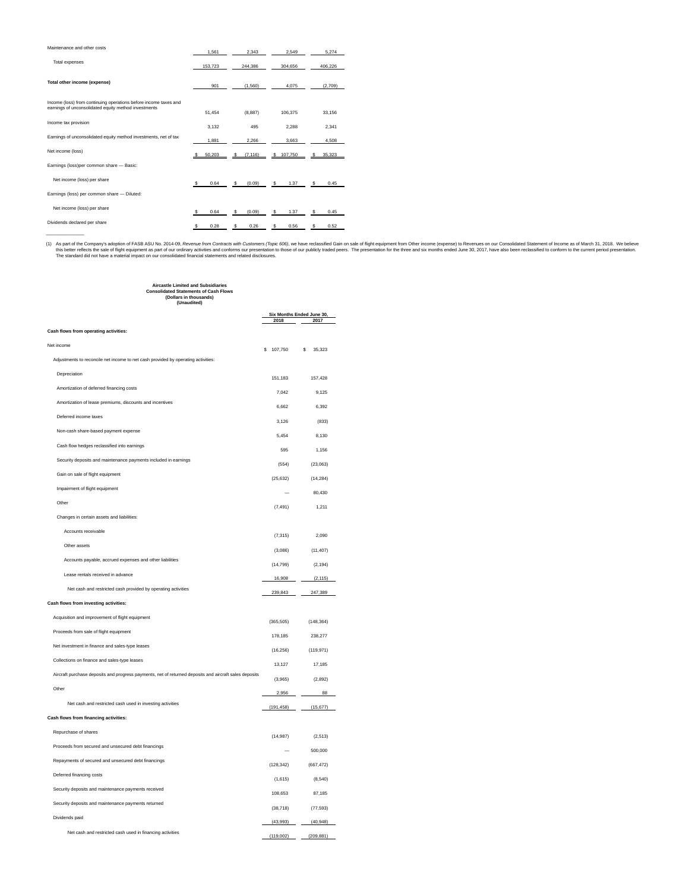| | | | | |
|---|---|---|---|---|
| Maintenance and other costs | 1,561 | 2,343 | 2,549 | 5,274 |
| Total expenses | 153,723 | 244,386 | 304,656 | 406,226 |
| **Total other income (expense)** | 901 | (1,560) | 4,075 | (2,709) |
| Income (loss) from continuing operations before income taxes and earnings of unconsolidated equity method investments | 51,454 | (8,887) | 106,375 | 33,156 |
| Income tax provision | 3,132 | 495 | 2,288 | 2,341 |
| Earnings of unconsolidated equity method investments, net of tax | 1,881 | 2,266 | 3,663 | 4,508 |
| Net income (loss) | $ 50,203 | $ (7,116) | $ 107,750 | $ 35,323 |
| Earnings (loss)per common share — Basic: | | | | |
| Net income (loss) per share | $ 0.64 | $ (0.09) | $ 1.37 | $ 0.45 |
| Earnings (loss) per common share — Diluted: | | | | |
| Net income (loss) per share | $ 0.64 | $ (0.09) | $ 1.37 | $ 0.45 |
| Dividends declared per share | $ 0.28 | $ 0.26 | $ 0.56 | $ 0.52 |

(1) As part of the Company's adoption of FASB ASU No. 2014-09, *Revenue from Contracts with Customers (Topic 606)*, we have reclassified Gain on sale of flight equipment from Other income (expense) to Revenues on our Consolidated Statement of Income as of March 31, 2018. We believe this better reflects the sale of flight equipment as part of our ordinary activities and conforms our presentation to those of our publicly traded peers. The presentation for the three and six months ended June 30, 2017, have also been reclassified to conform to the current period presentation. The standard did not have a material impact on our consolidated financial statements and related disclosures.

**Aircastle Limited and Subsidiaries**
**Consolidated Statements of Cash Flows**
**(Dollars in thousands)**
**(Unaudited)**

| | Six Months Ended June 30, | |
|---|---|---|
| | 2018 | 2017 |
| **Cash flows from operating activities:** | | |
| Net income | $ 107,750 | $ 35,323 |
| Adjustments to reconcile net income to net cash provided by operating activities: | | |
| Depreciation | 151,183 | 157,428 |
| Amortization of deferred financing costs | 7,042 | 9,125 |
| Amortization of lease premiums, discounts and incentives | 6,662 | 6,392 |
| Deferred income taxes | 3,126 | (833) |
| Non-cash share-based payment expense | 5,454 | 8,130 |
| Cash flow hedges reclassified into earnings | 595 | 1,156 |
| Security deposits and maintenance payments included in earnings | (554) | (23,063) |
| Gain on sale of flight equipment | (25,632) | (14,284) |
| Impairment of flight equipment | — | 80,430 |
| Other | (7,491) | 1,211 |
| Changes in certain assets and liabilities: | | |
| Accounts receivable | (7,315) | 2,090 |
| Other assets | (3,086) | (11,407) |
| Accounts payable, accrued expenses and other liabilities | (14,799) | (2,194) |
| Lease rentals received in advance | 16,908 | (2,115) |
| Net cash and restricted cash provided by operating activities | 239,843 | 247,389 |
| **Cash flows from investing activities:** | | |
| Acquisition and improvement of flight equipment | (365,505) | (148,364) |
| Proceeds from sale of flight equipment | 178,185 | 238,277 |
| Net investment in finance and sales-type leases | (16,256) | (119,971) |
| Collections on finance and sales-type leases | 13,127 | 17,185 |
| Aircraft purchase deposits and progress payments, net of returned deposits and aircraft sales deposits | (3,965) | (2,892) |
| Other | 2,956 | 88 |
| Net cash and restricted cash used in investing activities | (191,458) | (15,677) |
| **Cash flows from financing activities:** | | |
| Repurchase of shares | (14,987) | (2,513) |
| Proceeds from secured and unsecured debt financings | — | 500,000 |
| Repayments of secured and unsecured debt financings | (128,342) | (667,472) |
| Deferred financing costs | (1,615) | (8,540) |
| Security deposits and maintenance payments received | 108,653 | 87,185 |
| Security deposits and maintenance payments returned | (38,718) | (77,593) |
| Dividends paid | (43,993) | (40,948) |
| Net cash and restricted cash used in financing activities | (119,002) | (209,881) |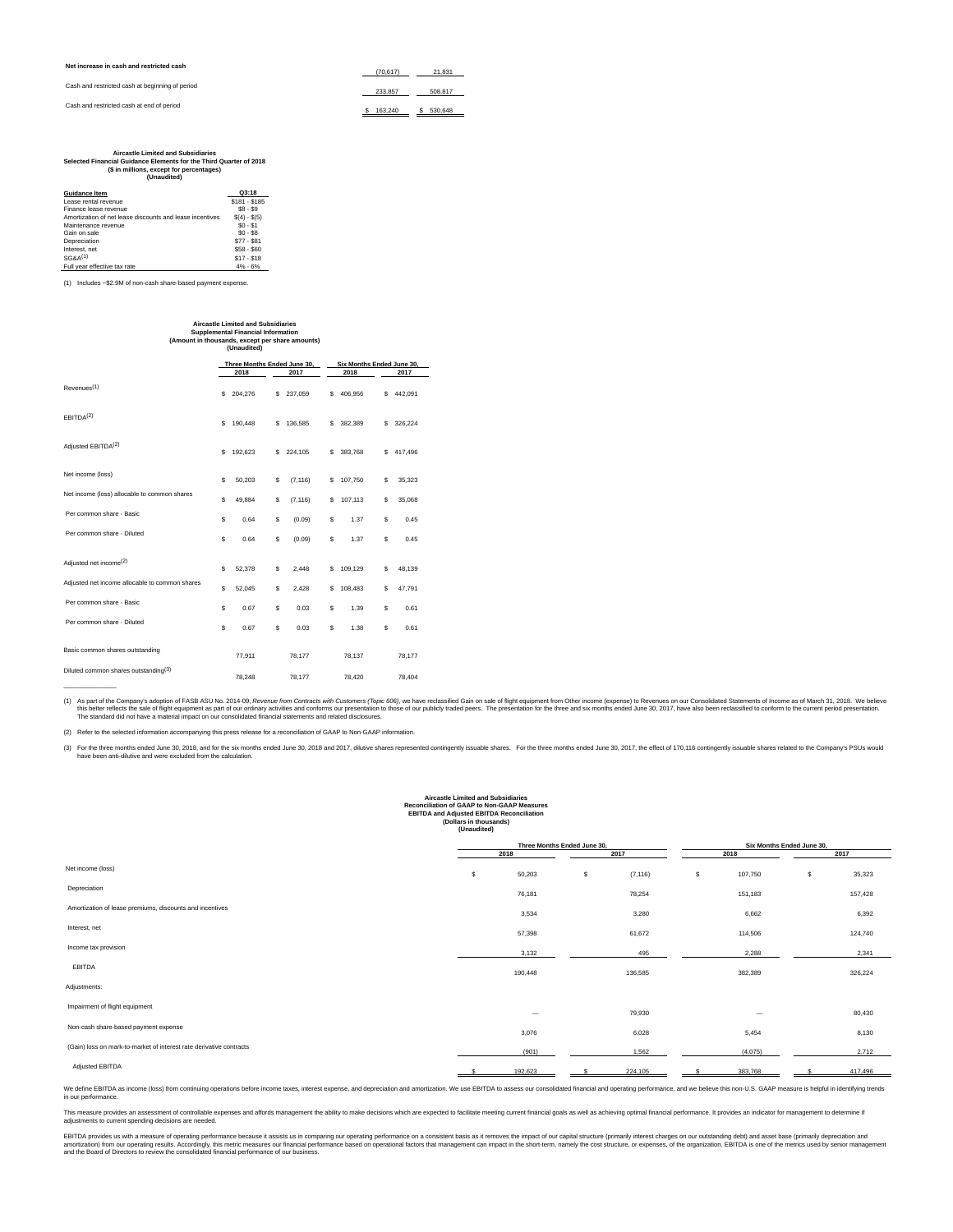| | | |
|---|---|---|
| **Net increase in cash and restricted cash** | (70,617) | 21,831 |
| Cash and restricted cash at beginning of period | 233,857 | 508,817 |
| Cash and restricted cash at end of period | $ 163,240 | $ 530,648 |

**Aircastle Limited and Subsidiaries**
**Selected Financial Guidance Elements for the Third Quarter of 2018**
**($ in millions, except for percentages)**
**(Unaudited)**

| Guidance Item | Q3:18 |
|---|---|
| Lease rental revenue | $181 - $185 |
| Finance lease revenue | $8 - $9 |
| Amortization of net lease discounts and lease incentives | $(4) - $(5) |
| Maintenance revenue | $0 - $1 |
| Gain on sale | $0 - $8 |
| Depreciation | $77 - $81 |
| Interest, net | $58 - $60 |
| SG&A[1] | $17 - $18 |
| Full year effective tax rate | 4% - 6% |

(1) Includes ~$2.9M of non-cash share-based payment expense.

**Aircastle Limited and Subsidiaries**
**Supplemental Financial Information**
**(Amount in thousands, except per share amounts)**
**(Unaudited)**

| | Three Months Ended June 30, | | Six Months Ended June 30, | |
|---|---|---|---|---|
| | 2018 | 2017 | 2018 | 2017 |
| Revenues[1] | $ 204,276 | $ 237,059 | $ 406,956 | $ 442,091 |
| EBITDA[2] | $ 190,448 | $ 136,585 | $ 382,389 | $ 326,224 |
| Adjusted EBITDA[2] | $ 192,623 | $ 224,105 | $ 383,768 | $ 417,496 |
| Net income (loss) | $ 50,203 | $ (7,116) | $ 107,750 | $ 35,323 |
| Net income (loss) allocable to common shares | $ 49,884 | $ (7,116) | $ 107,113 | $ 35,068 |
| Per common share - Basic | $ 0.64 | $ (0.09) | $ 1.37 | $ 0.45 |
| Per common share - Diluted | $ 0.64 | $ (0.09) | $ 1.37 | $ 0.45 |
| Adjusted net income[2] | $ 52,378 | $ 2,448 | $ 109,129 | $ 48,139 |
| Adjusted net income allocable to common shares | $ 52,045 | $ 2,428 | $ 108,483 | $ 47,791 |
| Per common share - Basic | $ 0.67 | $ 0.03 | $ 1.39 | $ 0.61 |
| Per common share - Diluted | $ 0.67 | $ 0.03 | $ 1.38 | $ 0.61 |
| Basic common shares outstanding | 77,911 | 78,177 | 78,137 | 78,177 |
| Diluted common shares outstanding[3] | 78,248 | 78,177 | 78,420 | 78,404 |

(1) As part of the Company's adoption of FASB ASU No. 2014-09, *Revenue from Contracts with Customers (Topic 606)*, we have reclassified Gain on sale of flight equipment from Other income (expense) to Revenues on our Consolidated Statements of Income as of March 31, 2018. We believe this better reflects the sale of flight equipment as part of our ordinary activities and conforms our presentation to those of our publicly traded peers. The presentation for the three and six months ended June 30, 2017, have also been reclassified to conform to the current period presentation. The standard did not have a material impact on our consolidated financial statements and related disclosures.

(2) Refer to the selected information accompanying this press release for a reconciliation of GAAP to Non-GAAP information.

(3) For the three months ended June 30, 2018, and for the six months ended June 30, 2018 and 2017, dilutive shares represented contingently issuable shares. For the three months ended June 30, 2017, the effect of 170,116 contingently issuable shares related to the Company's PSUs would have been anti-dilutive and were excluded from the calculation.

**Aircastle Limited and Subsidiaries**
**Reconciliation of GAAP to Non-GAAP Measures**
**EBITDA and Adjusted EBITDA Reconciliation**
**(Dollars in thousands)**
**(Unaudited)**

| | Three Months Ended June 30, | | Six Months Ended June 30, | |
|---|---|---|---|---|
| | 2018 | 2017 | 2018 | 2017 |
| Net income (loss) | $ 50,203 | $ (7,116) | $ 107,750 | $ 35,323 |
| Depreciation | 76,181 | 78,254 | 151,183 | 157,428 |
| Amortization of lease premiums, discounts and incentives | 3,534 | 3,280 | 6,662 | 6,392 |
| Interest, net | 57,398 | 61,672 | 114,506 | 124,740 |
| Income tax provision | 3,132 | 495 | 2,288 | 2,341 |
| EBITDA | 190,448 | 136,585 | 382,389 | 326,224 |
| Adjustments: | | | | |
| Impairment of flight equipment | — | 79,930 | — | 80,430 |
| Non-cash share-based payment expense | 3,076 | 6,028 | 5,454 | 8,130 |
| (Gain) loss on mark-to-market of interest rate derivative contracts | (901) | 1,562 | (4,075) | 2,712 |
| Adjusted EBITDA | $ 192,623 | $ 224,105 | $ 383,768 | $ 417,496 |

We define EBITDA as income (loss) from continuing operations before income taxes, interest expense, and depreciation and amortization. We use EBITDA to assess our consolidated financial and operating performance, and we believe this non-U.S. GAAP measure is helpful in identifying trends in our performance.

This measure provides an assessment of controllable expenses and affords management the ability to make decisions which are expected to facilitate meeting current financial goals as well as achieving optimal financial performance. It provides an indicator for management to determine if adjustments to current spending decisions are needed.

EBITDA provides us with a measure of operating performance because it assists us in comparing our operating performance on a consistent basis as it removes the impact of our capital structure (primarily interest charges on our outstanding debt) and asset base (primarily depreciation and amortization) from our operating results. Accordingly, this metric measures our financial performance based on operational factors that management can impact in the short-term, namely the cost structure, or expenses, of the organization. EBITDA is one of the metrics used by senior management and the Board of Directors to review the consolidated financial performance of our business.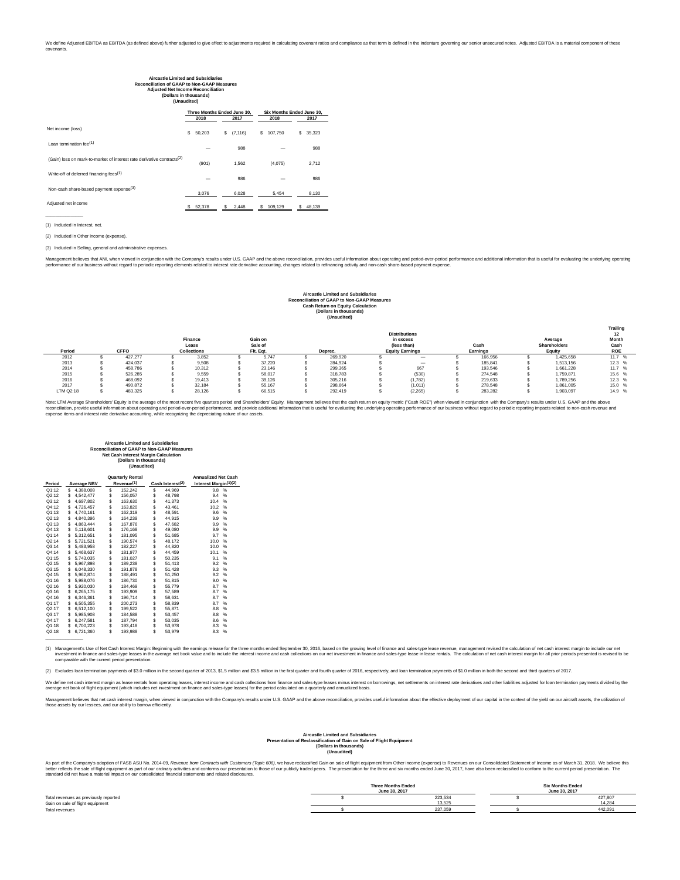We define Adjusted EBITDA as EBITDA (as defined above) further adjusted to give effect to adjustments required in calculating covenant ratios and compliance as that term is defined in the indenture governing our senior unsecured notes. Adjusted EBITDA is a material component of these covenants.

**Aircastle Limited and Subsidiaries**
**Reconciliation of GAAP to Non-GAAP Measures**
**Adjusted Net Income Reconciliation**
**(Dollars in thousands)**
**(Unaudited)**

| | Three Months Ended June 30, | | Six Months Ended June 30, | |
|---|---|---|---|---|
| | 2018 | 2017 | 2018 | 2017 |
| Net income (loss) | $ 50,203 | $ (7,116) | $ 107,750 | $ 35,323 |
| Loan termination fee[1] | — | 988 | — | 988 |
| (Gain) loss on mark-to-market of interest rate derivative contracts[2] | (901) | 1,562 | (4,075) | 2,712 |
| Write-off of deferred financing fees[1] | — | 986 | — | 986 |
| Non-cash share-based payment expense[3] | 3,076 | 6,028 | 5,454 | 8,130 |
| Adjusted net income | $ 52,378 | $ 2,448 | $ 109,129 | $ 48,139 |

(1) Included in Interest, net.

(2) Included in Other income (expense).

(3) Included in Selling, general and administrative expenses.

Management believes that ANI, when viewed in conjunction with the Company's results under U.S. GAAP and the above reconciliation, provides useful information about operating and period-over-period performance and additional information that is useful for evaluating the underlying operating performance of our business without regard to periodic reporting elements related to interest rate derivative accounting, changes related to refinancing activity and non-cash share-based payment expense.

**Aircastle Limited and Subsidiaries**
**Reconciliation of GAAP to Non-GAAP Measures**
**Cash Return on Equity Calculation**
**(Dollars in thousands)**
**(Unaudited)**

| Period | CFFO | Finance Lease Collections | Gain on Sale of Flt. Eqt. | Deprec. | Distributions in excess (less than) Equity Earnings | Cash Earnings | Average Shareholders Equity | Trailing 12 Month Cash ROE |
|---|---|---|---|---|---|---|---|---|
| 2012 | $ 427,277 | $ 3,852 | $ 5,747 | $ 269,920 | $ — | $ 166,956 | $ 1,425,658 | 11.7 % |
| 2013 | $ 424,037 | $ 9,508 | $ 37,220 | $ 284,924 | $ — | $ 185,841 | $ 1,513,156 | 12.3 % |
| 2014 | $ 458,786 | $ 10,312 | $ 23,146 | $ 299,365 | $ 667 | $ 193,546 | $ 1,661,228 | 11.7 % |
| 2015 | $ 526,285 | $ 9,559 | $ 58,017 | $ 318,783 | $ (530) | $ 274,548 | $ 1,759,871 | 15.6 % |
| 2016 | $ 468,092 | $ 19,413 | $ 39,126 | $ 305,216 | $ (1,782) | $ 219,633 | $ 1,789,256 | 12.3 % |
| 2017 | $ 490,872 | $ 32,184 | $ 55,167 | $ 298,664 | $ (1,011) | $ 278,548 | $ 1,861,005 | 15.0 % |
| LTM Q2:18 | $ 483,325 | $ 28,126 | $ 66,515 | $ 292,419 | $ (2,265) | $ 283,282 | $ 1,903,097 | 14.9 % |

Note: LTM Average Shareholders' Equity is the average of the most recent five quarters period end Shareholders' Equity. Management believes that the cash return on equity metric ("Cash ROE") when viewed in conjunction with the Company's results under U.S. GAAP and the above reconciliation, provide useful information about operating and period-over-period performance, and provide additional information that is useful for evaluating the underlying operating performance of our business without regard to periodic reporting impacts related to non-cash revenue and expense items and interest rate derivative accounting, while recognizing the depreciating nature of our assets.

**Aircastle Limited and Subsidiaries**
**Reconciliation of GAAP to Non-GAAP Measures**
**Net Cash Interest Margin Calculation**
**(Dollars in thousands)**
**(Unaudited)**

| Period | Average NBV | Quarterly Rental Revenue[1] | Cash Interest[2] | Annualized Net Cash Interest Margin[1][2] |
|---|---|---|---|---|
| Q1:12 | $ 4,388,008 | $ 152,242 | $ 44,969 | 9.8 % |
| Q2:12 | $ 4,542,477 | $ 156,057 | $ 48,798 | 9.4 % |
| Q3:12 | $ 4,697,802 | $ 163,630 | $ 41,373 | 10.4 % |
| Q4:12 | $ 4,726,457 | $ 163,820 | $ 43,461 | 10.2 % |
| Q1:13 | $ 4,740,161 | $ 162,319 | $ 48,591 | 9.6 % |
| Q2:13 | $ 4,840,396 | $ 164,239 | $ 44,915 | 9.9 % |
| Q3:13 | $ 4,863,444 | $ 167,876 | $ 47,682 | 9.9 % |
| Q4:13 | $ 5,118,601 | $ 176,168 | $ 49,080 | 9.9 % |
| Q1:14 | $ 5,312,651 | $ 181,095 | $ 51,685 | 9.7 % |
| Q2:14 | $ 5,721,521 | $ 190,574 | $ 48,172 | 10.0 % |
| Q3:14 | $ 5,483,958 | $ 182,227 | $ 44,820 | 10.0 % |
| Q4:14 | $ 5,468,637 | $ 181,977 | $ 44,459 | 10.1 % |
| Q1:15 | $ 5,743,035 | $ 181,027 | $ 50,235 | 9.1 % |
| Q2:15 | $ 5,967,898 | $ 189,238 | $ 51,413 | 9.2 % |
| Q3:15 | $ 6,048,330 | $ 191,878 | $ 51,428 | 9.3 % |
| Q4:15 | $ 5,962,874 | $ 188,491 | $ 51,250 | 9.2 % |
| Q1:16 | $ 5,988,076 | $ 186,730 | $ 51,815 | 9.0 % |
| Q2:16 | $ 5,920,030 | $ 184,469 | $ 55,779 | 8.7 % |
| Q3:16 | $ 6,265,175 | $ 193,909 | $ 57,589 | 8.7 % |
| Q4:16 | $ 6,346,361 | $ 196,714 | $ 58,631 | 8.7 % |
| Q1:17 | $ 6,505,355 | $ 200,273 | $ 58,839 | 8.7 % |
| Q2:17 | $ 6,512,100 | $ 199,522 | $ 55,871 | 8.8 % |
| Q3:17 | $ 5,985,908 | $ 184,588 | $ 53,457 | 8.8 % |
| Q4:17 | $ 6,247,581 | $ 187,794 | $ 53,035 | 8.6 % |
| Q1:18 | $ 6,700,223 | $ 193,418 | $ 53,978 | 8.3 % |
| Q2:18 | $ 6,721,360 | $ 193,988 | $ 53,979 | 8.3 % |

(1) Management's Use of Net Cash Interest Margin: Beginning with the earnings release for the three months ended September 30, 2016, based on the growing level of finance and sales-type lease revenue, management revised the calculation of net cash interest margin to include our net investment in finance and sales-type leases in the average net book value and to include the interest income and cash collections on our net investment in finance and sales-type lease in lease rentals. The calculation of net cash interest margin for all prior periods presented is revised to be comparable with the current period presentation.

(2) Excludes loan termination payments of $3.0 million in the second quarter of 2013, $1.5 million and $3.5 million in the first quarter and fourth quarter of 2016, respectively, and loan termination payments of $1.0 million in both the second and third quarters of 2017.

We define net cash interest margin as lease rentals from operating leases, interest income and cash collections from finance and sales-type leases minus interest on borrowings, net settlements on interest rate derivatives and other liabilities adjusted for loan termination payments divided by the average net book of flight equipment (which includes net investment on finance and sales-type leases) for the period calculated on a quarterly and annualized basis.

Management believes that net cash interest margin, when viewed in conjunction with the Company's results under U.S. GAAP and the above reconciliation, provides useful information about the effective deployment of our capital in the context of the yield on our aircraft assets, the utilization of those assets by our lessees, and our ability to borrow efficiently.

**Aircastle Limited and Subsidiaries**
**Presentation of Reclassification of Gain on Sale of Flight Equipment**
**(Dollars in thousands)**
**(Unaudited)**

As part of the Company's adoption of FASB ASU No. 2014-09, *Revenue from Contracts with Customers (Topic 606)*, we have reclassified Gain on sale of flight equipment from Other income (expense) to Revenues on our Consolidated Statement of Income as of March 31, 2018. We believe this better reflects the sale of flight equipment as part of our ordinary activities and conforms our presentation to those of our publicly traded peers. The presentation for the three and six months ended June 30, 2017, have also been reclassified to conform to the current period presentation. The standard did not have a material impact on our consolidated financial statements and related disclosures.

| | Three Months Ended June 30, 2017 | Six Months Ended June 30, 2017 |
|---|---|---|
| Total revenues as previously reported | $ 223,534 | $ 427,807 |
| Gain on sale of flight equipment | 13,525 | 14,284 |
| Total revenues | $ 237,059 | $ 442,091 |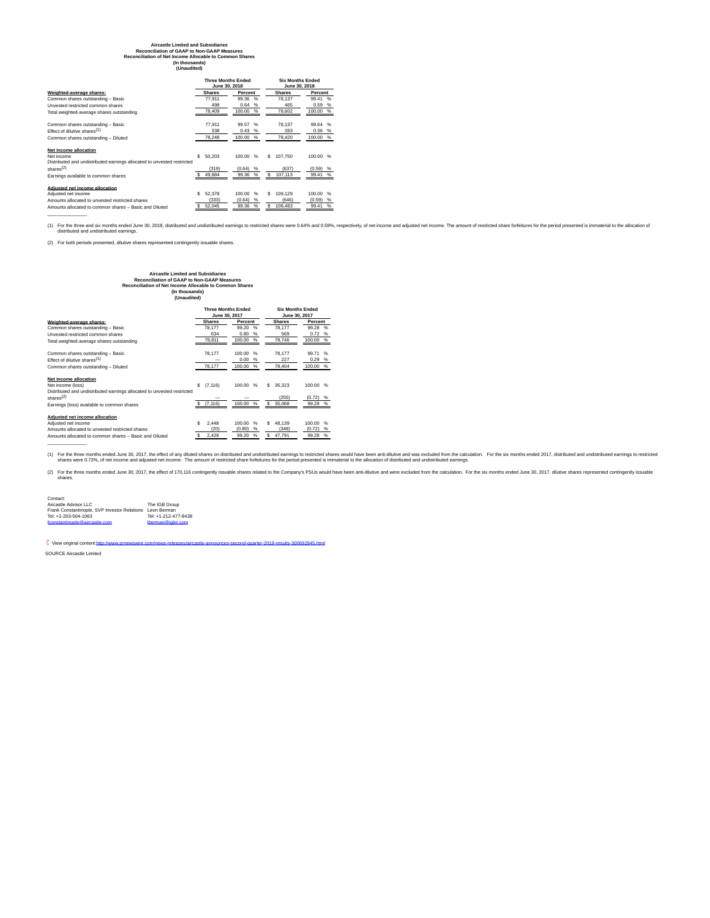**Aircastle Limited and Subsidiaries**
**Reconciliation of GAAP to Non-GAAP Measures**
**Reconciliation of Net Income Allocable to Common Shares**
**(In thousands)**
**(Unaudited)**

| | Three Months Ended June 30, 2018 | | Six Months Ended June 30, 2018 | |
|---|---|---|---|---|
| **Weighted-average shares:** | **Shares** | **Percent** | **Shares** | **Percent** |
| Common shares outstanding – Basic | 77,911 | 99.36 % | 78,137 | 99.41 % |
| Unvested restricted common shares | 498 | 0.64 % | 465 | 0.59 % |
| Total weighted-average shares outstanding | 78,409 | 100.00 % | 78,602 | 100.00 % |
| | | | | |
| Common shares outstanding – Basic | 77,911 | 99.57 % | 78,137 | 99.64 % |
| Effect of dilutive shares[1] | 338 | 0.43 % | 283 | 0.36 % |
| Common shares outstanding – Diluted | 78,248 | 100.00 % | 78,420 | 100.00 % |
| | | | | |
| **Net income allocation** | | | | |
| Net income | $ 50,203 | 100.00 % | $ 107,750 | 100.00 % |
| Distributed and undistributed earnings allocated to unvested restricted shares[2] | (319) | (0.64) % | (637) | (0.59) % |
| Earnings available to common shares | $ 49,884 | 99.36 % | $ 107,113 | 99.41 % |
| | | | | |
| **Adjusted net income allocation** | | | | |
| Adjusted net income | $ 52,378 | 100.00 % | $ 109,129 | 100.00 % |
| Amounts allocated to unvested restricted shares | (333) | (0.64) % | (646) | (0.59) % |
| Amounts allocated to common shares – Basic and Diluted | $ 52,045 | 99.36 % | $ 108,483 | 99.41 % |

(1) For the three and six months ended June 30, 2018, distributed and undistributed earnings to restricted shares were 0.64% and 0.59%, respectively, of net income and adjusted net income. The amount of restricted share forfeitures for the period presented is immaterial to the allocation of distributed and undistributed earnings.

(2) For both periods presented, dilutive shares represented contingently issuable shares.

**Aircastle Limited and Subsidiaries**
**Reconciliation of GAAP to Non-GAAP Measures**
**Reconciliation of Net Income Allocable to Common Shares**
**(In thousands)**
**(Unaudited)**

| | Three Months Ended June 30, 2017 | | Six Months Ended June 30, 2017 | |
|---|---|---|---|---|
| **Weighted-average shares:** | **Shares** | **Percent** | **Shares** | **Percent** |
| Common shares outstanding – Basic | 78,177 | 99.20 % | 78,177 | 99.28 % |
| Unvested restricted common shares | 634 | 0.80 % | 569 | 0.72 % |
| Total weighted-average shares outstanding | 78,811 | 100.00 % | 78,746 | 100.00 % |
| | | | | |
| Common shares outstanding – Basic | 78,177 | 100.00 % | 78,177 | 99.71 % |
| Effect of dilutive shares[1] | — | 0.00 % | 227 | 0.29 % |
| Common shares outstanding – Diluted | 78,177 | 100.00 % | 78,404 | 100.00 % |
| | | | | |
| **Net income allocation** | | | | |
| Net income (loss) | $ (7,116) | 100.00 % | $ 35,323 | 100.00 % |
| Distributed and undistributed earnings allocated to unvested restricted shares[2] | — | — | (255) | (0.72) % |
| Earnings (loss) available to common shares | $ (7,116) | 100.00 % | $ 35,068 | 99.28 % |
| | | | | |
| **Adjusted net income allocation** | | | | |
| Adjusted net income | $ 2,448 | 100.00 % | $ 48,139 | 100.00 % |
| Amounts allocated to unvested restricted shares | (20) | (0.80) % | (348) | (0.72) % |
| Amounts allocated to common shares – Basic and Diluted | $ 2,428 | 99.20 % | $ 47,791 | 99.28 % |

(1) For the three months ended June 30, 2017, the effect of any diluted shares on distributed and undistributed earnings to restricted shares would have been anti-dilutive and was excluded from the calculation. For the six months ended 2017, distributed and undistributed earnings to restricted shares were 0.72%, of net income and adjusted net income. The amount of restricted share forfeitures for the period presented is immaterial to the allocation of distributed and undistributed earnings.

(2) For the three months ended June 30, 2017, the effect of 170,116 contingently issuable shares related to the Company's PSUs would have been anti-dilutive and were excluded from the calculation. For the six months ended June 30, 2017, dilutive shares represented contingently issuable shares.

Contact:

| | |
|---|---|
| Aircastle Advisor LLC | The IGB Group |
| Frank Constantinople, SVP Investor Relations | Leon Berman |
| Tel: +1-203-504-1063 | Tel: +1-212-477-8438 |
| fconstantinople@aircastle.com | lberman@igbir.com |

View original content: http://www.prnewswire.com/news-releases/aircastle-announces-second-quarter-2018-results-300692845.html

SOURCE Aircastle Limited